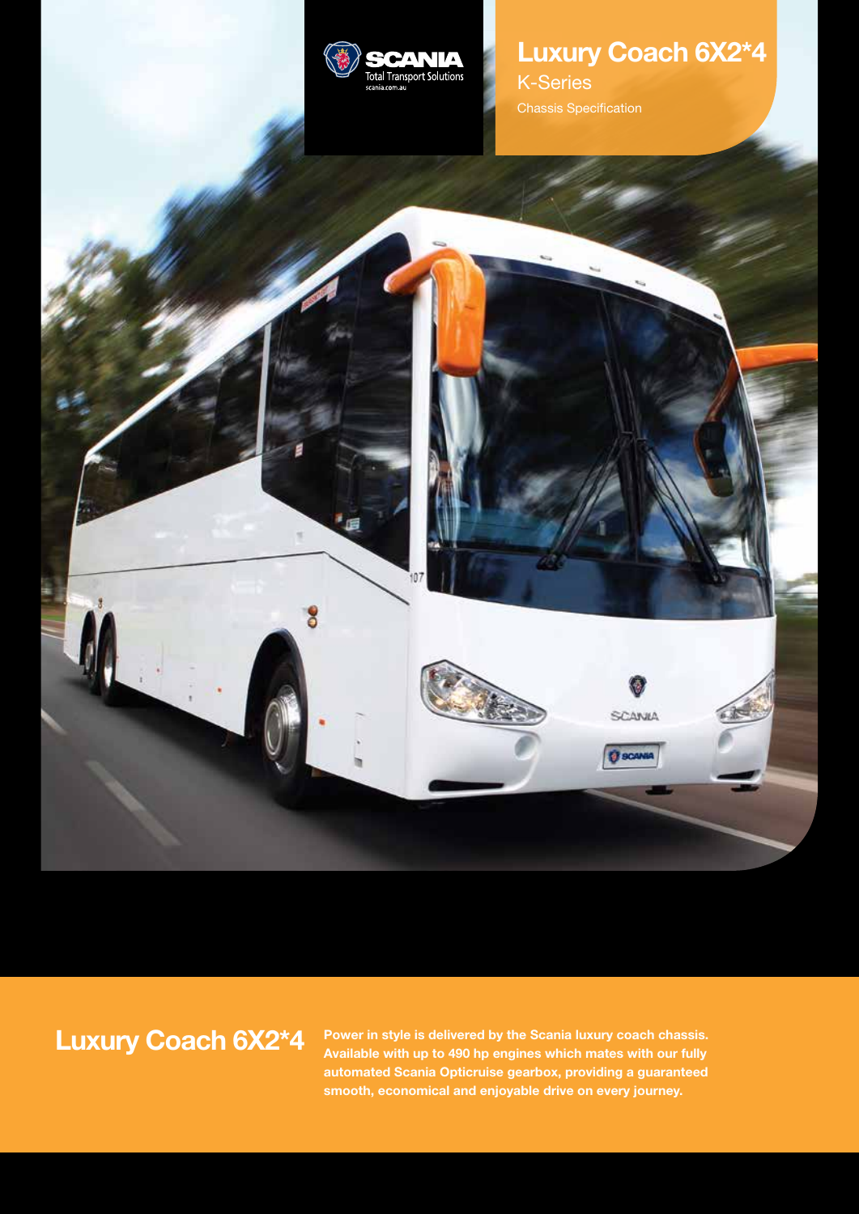SCANIA

Total Transport Solutions

scania.com.au

# Luxury Coach 6X2*4

K-Series

Chassis Specification

## Luxury Coach 6X2*4

**Power in style is delivered by the Scania luxury coach chassis. Available with up to 490 hp engines which mates with our fully automated Scania Opticruise gearbox, providing a guaranteed smooth, economical and enjoyable drive on every journey.**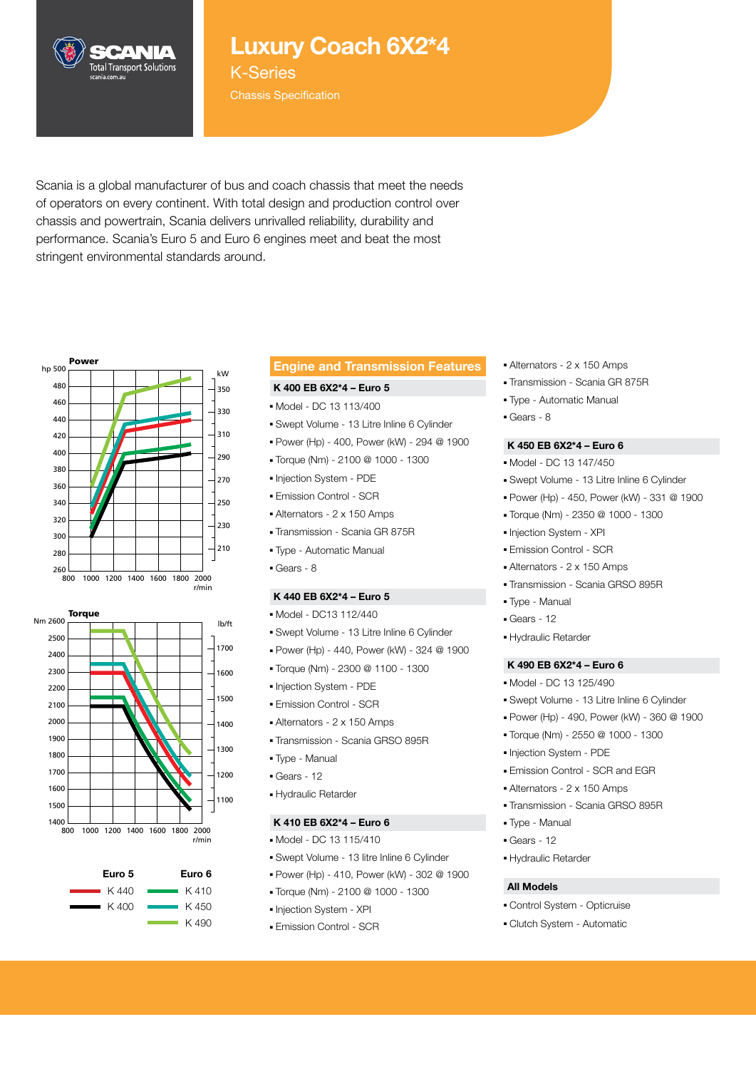# Luxury Coach 6X2*4

## K-Series

Chassis Specification

Scania is a global manufacturer of bus and coach chassis that meet the needs of operators on every continent. With total design and production control over chassis and powertrain, Scania delivers unrivalled reliability, durability and performance. Scania's Euro 5 and Euro 6 engines meet and beat the most stringent environmental standards around.

**Power**

**Torque**

| Euro 5 | Euro 6 |
|---|---|
| K 440 | K 410 |
| K 400 | K 450 |
| | K 490 |

## Engine and Transmission Features

### K 400 EB 6X2*4 – Euro 5

- Model - DC 13 113/400
- Swept Volume - 13 Litre Inline 6 Cylinder
- Power (Hp) - 400, Power (kW) - 294 @ 1900
- Torque (Nm) - 2100 @ 1000 - 1300
- Injection System - PDE
- Emission Control - SCR
- Alternators - 2 x 150 Amps
- Transmission - Scania GR 875R
- Type - Automatic Manual
- Gears - 8

### K 440 EB 6X2*4 – Euro 5

- Model - DC13 112/440
- Swept Volume - 13 Litre Inline 6 Cylinder
- Power (Hp) - 440, Power (kW) - 324 @ 1900
- Torque (Nm) - 2300 @ 1100 - 1300
- Injection System - PDE
- Emission Control - SCR
- Alternators - 2 x 150 Amps
- Transmission - Scania GRSO 895R
- Type - Manual
- Gears - 12
- Hydraulic Retarder

### K 410 EB 6X2*4 – Euro 6

- Model - DC 13 115/410
- Swept Volume - 13 litre Inline 6 Cylinder
- Power (Hp) - 410, Power (kW) - 302 @ 1900
- Torque (Nm) - 2100 @ 1000 - 1300
- Injection System - XPI
- Emission Control - SCR
- Alternators - 2 x 150 Amps
- Transmission - Scania GR 875R
- Type - Automatic Manual
- Gears - 8

### K 450 EB 6X2*4 – Euro 6

- Model - DC 13 147/450
- Swept Volume - 13 Litre Inline 6 Cylinder
- Power (Hp) - 450, Power (kW) - 331 @ 1900
- Torque (Nm) - 2350 @ 1000 - 1300
- Injection System - XPI
- Emission Control - SCR
- Alternators - 2 x 150 Amps
- Transmission - Scania GRSO 895R
- Type - Manual
- Gears - 12
- Hydraulic Retarder

### K 490 EB 6X2*4 – Euro 6

- Model - DC 13 125/490
- Swept Volume - 13 Litre Inline 6 Cylinder
- Power (Hp) - 490, Power (kW) - 360 @ 1900
- Torque (Nm) - 2550 @ 1000 - 1300
- Injection System - PDE
- Emission Control - SCR and EGR
- Alternators - 2 x 150 Amps
- Transmission - Scania GRSO 895R
- Type - Manual
- Gears - 12
- Hydraulic Retarder

### All Models

- Control System - Opticruise
- Clutch System - Automatic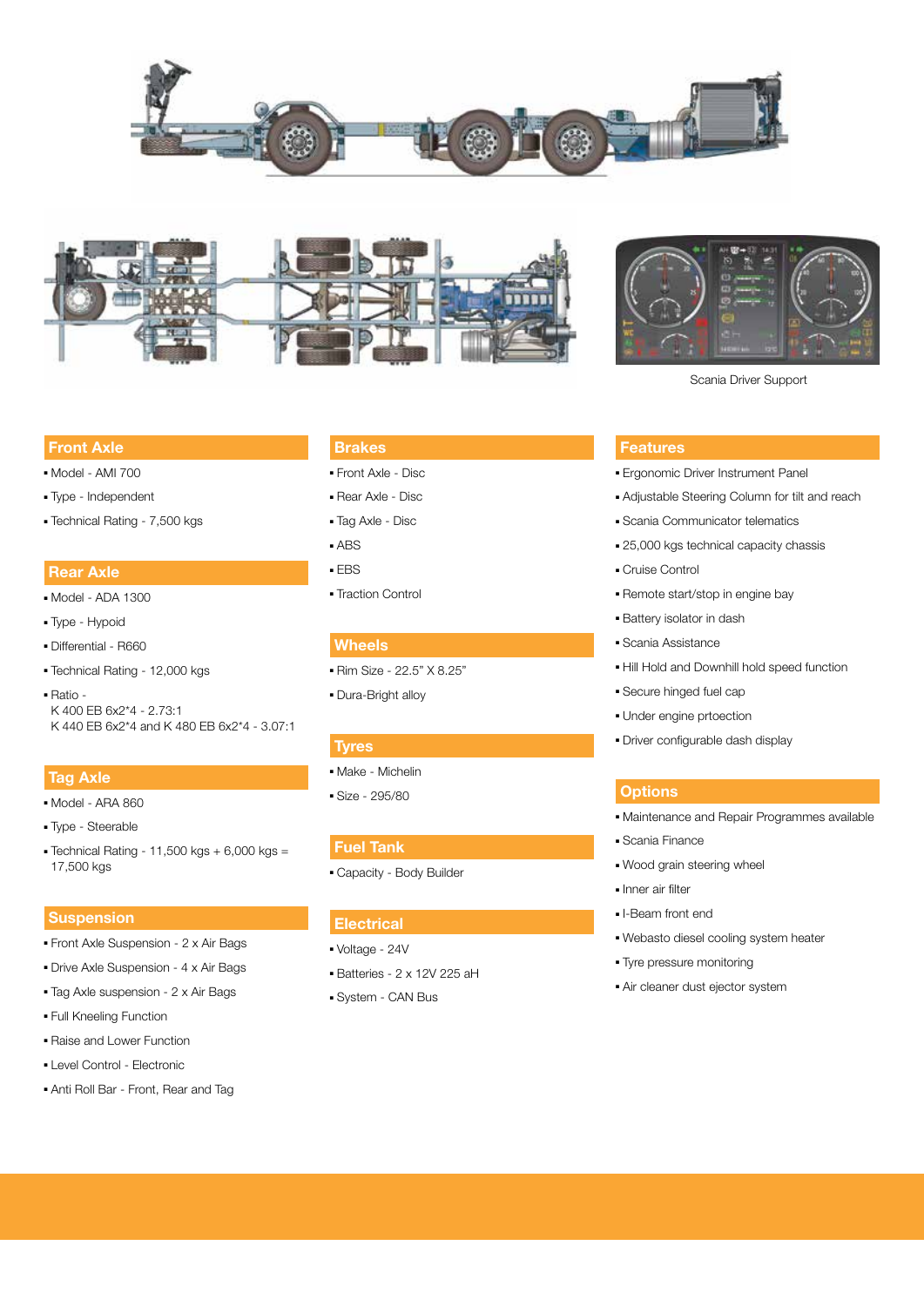Scania Driver Support

## Front Axle

- Model - AMI 700
- Type - Independent
- Technical Rating - 7,500 kgs

## Rear Axle

- Model - ADA 1300
- Type - Hypoid
- Differential - R660
- Technical Rating - 12,000 kgs
- Ratio -
  K 400 EB 6x2*4 - 2.73:1
  K 440 EB 6x2*4 and K 480 EB 6x2*4 - 3.07:1

## Tag Axle

- Model - ARA 860
- Type - Steerable
- Technical Rating - 11,500 kgs + 6,000 kgs = 17,500 kgs

## Suspension

- Front Axle Suspension - 2 x Air Bags
- Drive Axle Suspension - 4 x Air Bags
- Tag Axle suspension - 2 x Air Bags
- Full Kneeling Function
- Raise and Lower Function
- Level Control - Electronic
- Anti Roll Bar - Front, Rear and Tag

## Brakes

- Front Axle - Disc
- Rear Axle - Disc
- Tag Axle - Disc
- ABS
- EBS
- Traction Control

## Wheels

- Rim Size - 22.5” X 8.25”
- Dura-Bright alloy

## Tyres

- Make - Michelin
- Size - 295/80

## Fuel Tank

- Capacity - Body Builder

## Electrical

- Voltage - 24V
- Batteries - 2 x 12V 225 aH
- System - CAN Bus

## Features

- Ergonomic Driver Instrument Panel
- Adjustable Steering Column for tilt and reach
- Scania Communicator telematics
- 25,000 kgs technical capacity chassis
- Cruise Control
- Remote start/stop in engine bay
- Battery isolator in dash
- Scania Assistance
- Hill Hold and Downhill hold speed function
- Secure hinged fuel cap
- Under engine prtoection
- Driver configurable dash display

## Options

- Maintenance and Repair Programmes available
- Scania Finance
- Wood grain steering wheel
- Inner air filter
- I-Beam front end
- Webasto diesel cooling system heater
- Tyre pressure monitoring
- Air cleaner dust ejector system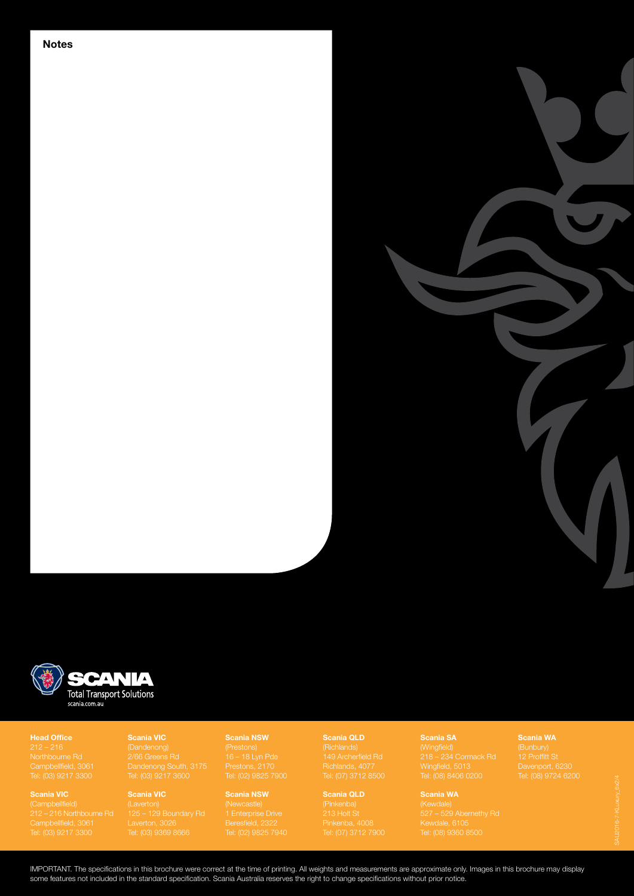**Notes**

SCANIA

Total Transport Solutions

scania.com.au

**Head Office**
212 – 216
Northbourne Rd
Campbellfield, 3061
Tel: (03) 9217 3300

**Scania VIC**
(Campbellfield)
212 – 216 Northbourne Rd
Campbellfield, 3061
Tel: (03) 9217 3300

**Scania VIC**
(Dandenong)
2/66 Greens Rd
Dandenong South, 3175
Tel: (03) 9217 3600

**Scania VIC**
(Laverton)
125 – 129 Boundary Rd
Laverton, 3026
Tel: (03) 9369 8666

**Scania NSW**
(Prestons)
16 – 18 Lyn Pde
Prestons, 2170
Tel: (02) 9825 7900

**Scania NSW**
(Newcastle)
1 Enterprise Drive
Beresfield, 2322
Tel: (02) 9825 7940

**Scania QLD**
(Richlands)
149 Archerfield Rd
Richlands, 4077
Tel: (07) 3712 8500

**Scania QLD**
(Pinkenba)
213 Holt St
Pinkenba, 4008
Tel: (07) 3712 7900

**Scania SA**
(Wingfield)
218 – 234 Cormack Rd
Wingfield, 5013
Tel: (08) 8406 0200

**Scania WA**
(Kewdale)
527 – 529 Abernethy Rd
Kewdale, 6105
Tel: (08) 9360 8500

**Scania WA**
(Bunbury)
12 Proffitt St
Davenport, 6230
Tel: (08) 9724 6200

SAU2016-7-KLuxury_6x2/4

IMPORTANT. The specifications in this brochure were correct at the time of printing. All weights and measurements are approximate only. Images in this brochure may display some features not included in the standard specification. Scania Australia reserves the right to change specifications without prior notice.